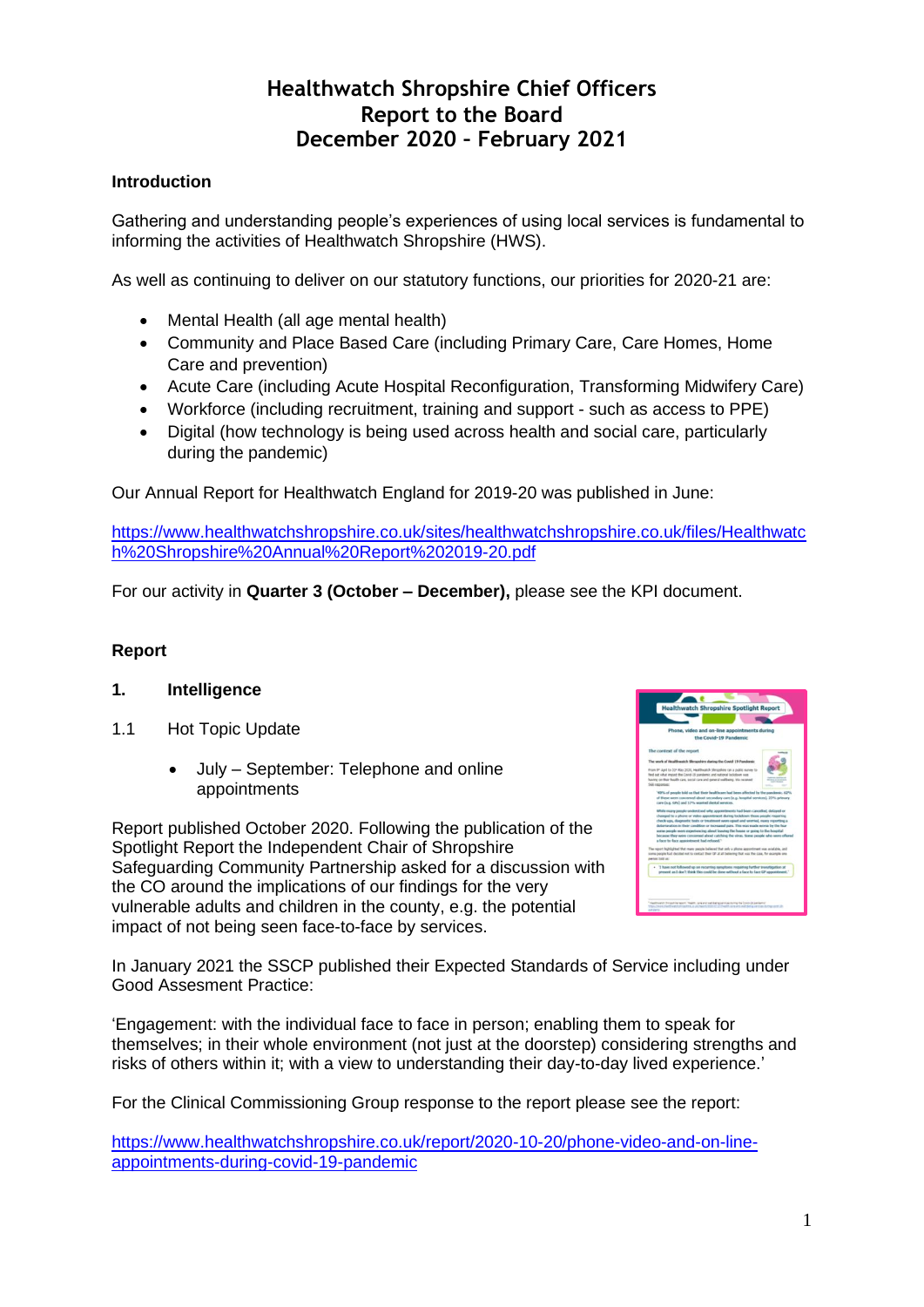# Healthwatch Shropshire Chief Officers Report to the Board December 2020 – February 2021

**Introduction**

Gathering and understanding people's experiences of using local services is fundamental to informing the activities of Healthwatch Shropshire (HWS).

As well as continuing to deliver on our statutory functions, our priorities for 2020-21 are:

- Mental Health (all age mental health)
- Community and Place Based Care (including Primary Care, Care Homes, Home Care and prevention)
- Acute Care (including Acute Hospital Reconfiguration, Transforming Midwifery Care)
- Workforce (including recruitment, training and support - such as access to PPE)
- Digital (how technology is being used across health and social care, particularly during the pandemic)

Our Annual Report for Healthwatch England for 2019-20 was published in June:

https://www.healthwatchshropshire.co.uk/sites/healthwatchshropshire.co.uk/files/Healthwatch%20Shropshire%20Annual%20Report%202019-20.pdf

For our activity in **Quarter 3 (October – December),** please see the KPI document.

**Report**

**1. Intelligence**

1.1 Hot Topic Update

- July – September: Telephone and online appointments

Report published October 2020. Following the publication of the Spotlight Report the Independent Chair of Shropshire Safeguarding Community Partnership asked for a discussion with the CO around the implications of our findings for the very vulnerable adults and children in the county, e.g. the potential impact of not being seen face-to-face by services.

In January 2021 the SSCP published their Expected Standards of Service including under Good Assesment Practice:

'Engagement: with the individual face to face in person; enabling them to speak for themselves; in their whole environment (not just at the doorstep) considering strengths and risks of others within it; with a view to understanding their day-to-day lived experience.'

For the Clinical Commissioning Group response to the report please see the report:

https://www.healthwatchshropshire.co.uk/report/2020-10-20/phone-video-and-on-line-appointments-during-covid-19-pandemic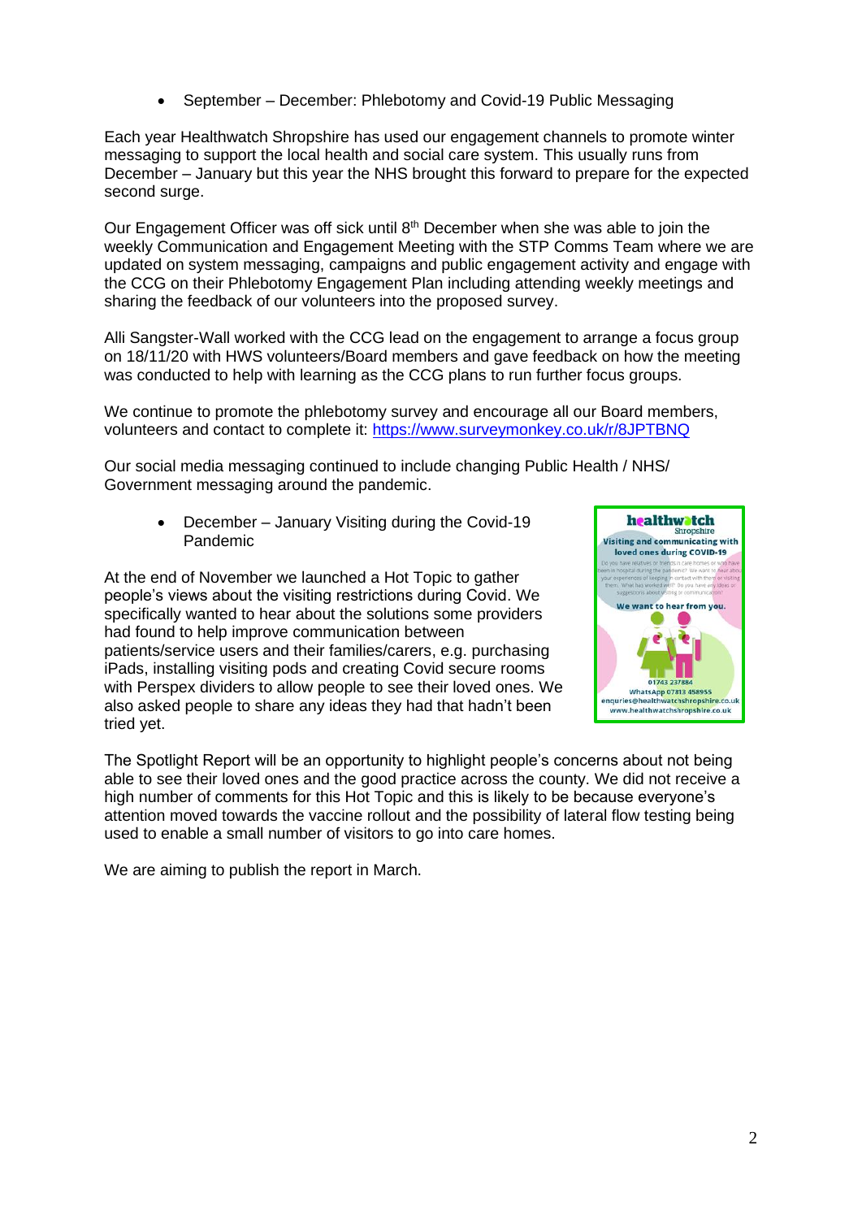- September – December: Phlebotomy and Covid-19 Public Messaging

Each year Healthwatch Shropshire has used our engagement channels to promote winter messaging to support the local health and social care system. This usually runs from December – January but this year the NHS brought this forward to prepare for the expected second surge.

Our Engagement Officer was off sick until 8th December when she was able to join the weekly Communication and Engagement Meeting with the STP Comms Team where we are updated on system messaging, campaigns and public engagement activity and engage with the CCG on their Phlebotomy Engagement Plan including attending weekly meetings and sharing the feedback of our volunteers into the proposed survey.

Alli Sangster-Wall worked with the CCG lead on the engagement to arrange a focus group on 18/11/20 with HWS volunteers/Board members and gave feedback on how the meeting was conducted to help with learning as the CCG plans to run further focus groups.

We continue to promote the phlebotomy survey and encourage all our Board members, volunteers and contact to complete it: https://www.surveymonkey.co.uk/r/8JPTBNQ

Our social media messaging continued to include changing Public Health / NHS/ Government messaging around the pandemic.

- December – January Visiting during the Covid-19 Pandemic

At the end of November we launched a Hot Topic to gather people's views about the visiting restrictions during Covid. We specifically wanted to hear about the solutions some providers had found to help improve communication between patients/service users and their families/carers, e.g. purchasing iPads, installing visiting pods and creating Covid secure rooms with Perspex dividers to allow people to see their loved ones. We also asked people to share any ideas they had that hadn't been tried yet.

The Spotlight Report will be an opportunity to highlight people's concerns about not being able to see their loved ones and the good practice across the county. We did not receive a high number of comments for this Hot Topic and this is likely to be because everyone's attention moved towards the vaccine rollout and the possibility of lateral flow testing being used to enable a small number of visitors to go into care homes.

We are aiming to publish the report in March.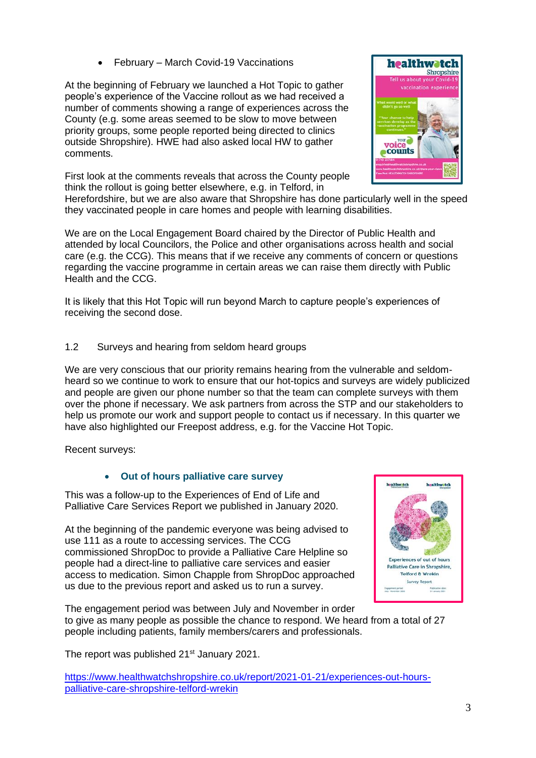- February – March Covid-19 Vaccinations

At the beginning of February we launched a Hot Topic to gather people's experience of the Vaccine rollout as we had received a number of comments showing a range of experiences across the County (e.g. some areas seemed to be slow to move between priority groups, some people reported being directed to clinics outside Shropshire). HWE had also asked local HW to gather comments.

First look at the comments reveals that across the County people think the rollout is going better elsewhere, e.g. in Telford, in Herefordshire, but we are also aware that Shropshire has done particularly well in the speed they vaccinated people in care homes and people with learning disabilities.

We are on the Local Engagement Board chaired by the Director of Public Health and attended by local Councilors, the Police and other organisations across health and social care (e.g. the CCG). This means that if we receive any comments of concern or questions regarding the vaccine programme in certain areas we can raise them directly with Public Health and the CCG.

It is likely that this Hot Topic will run beyond March to capture people's experiences of receiving the second dose.

## 1.2 Surveys and hearing from seldom heard groups

We are very conscious that our priority remains hearing from the vulnerable and seldom-heard so we continue to work to ensure that our hot-topics and surveys are widely publicized and people are given our phone number so that the team can complete surveys with them over the phone if necessary. We ask partners from across the STP and our stakeholders to help us promote our work and support people to contact us if necessary. In this quarter we have also highlighted our Freepost address, e.g. for the Vaccine Hot Topic.

Recent surveys:

- **Out of hours palliative care survey**

This was a follow-up to the Experiences of End of Life and Palliative Care Services Report we published in January 2020.

At the beginning of the pandemic everyone was being advised to use 111 as a route to accessing services. The CCG commissioned ShropDoc to provide a Palliative Care Helpline so people had a direct-line to palliative care services and easier access to medication. Simon Chapple from ShropDoc approached us due to the previous report and asked us to run a survey.

The engagement period was between July and November in order to give as many people as possible the chance to respond. We heard from a total of 27 people including patients, family members/carers and professionals.

The report was published 21st January 2021.

https://www.healthwatchshropshire.co.uk/report/2021-01-21/experiences-out-hours-palliative-care-shropshire-telford-wrekin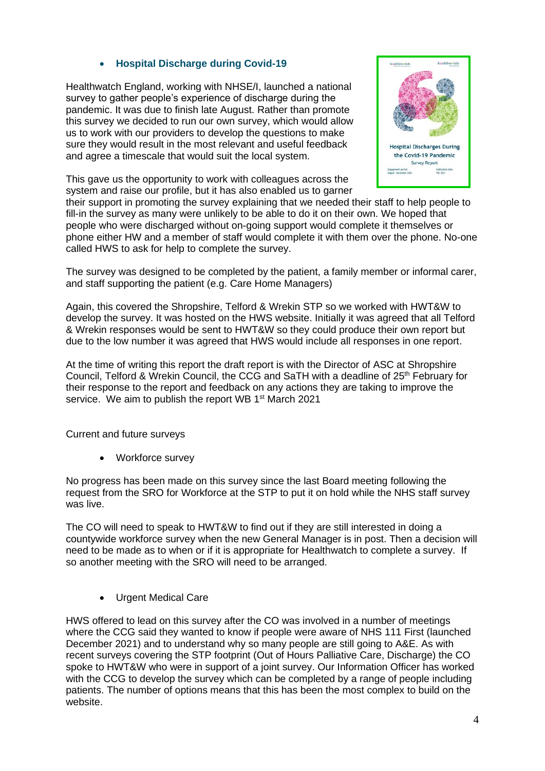- **Hospital Discharge during Covid-19**

Healthwatch England, working with NHSE/I, launched a national survey to gather people's experience of discharge during the pandemic. It was due to finish late August. Rather than promote this survey we decided to run our own survey, which would allow us to work with our providers to develop the questions to make sure they would result in the most relevant and useful feedback and agree a timescale that would suit the local system.

This gave us the opportunity to work with colleagues across the system and raise our profile, but it has also enabled us to garner their support in promoting the survey explaining that we needed their staff to help people to fill-in the survey as many were unlikely to be able to do it on their own. We hoped that people who were discharged without on-going support would complete it themselves or phone either HW and a member of staff would complete it with them over the phone. No-one called HWS to ask for help to complete the survey.

The survey was designed to be completed by the patient, a family member or informal carer, and staff supporting the patient (e.g. Care Home Managers)

Again, this covered the Shropshire, Telford & Wrekin STP so we worked with HWT&W to develop the survey. It was hosted on the HWS website. Initially it was agreed that all Telford & Wrekin responses would be sent to HWT&W so they could produce their own report but due to the low number it was agreed that HWS would include all responses in one report.

At the time of writing this report the draft report is with the Director of ASC at Shropshire Council, Telford & Wrekin Council, the CCG and SaTH with a deadline of 25th February for their response to the report and feedback on any actions they are taking to improve the service. We aim to publish the report WB 1st March 2021

Current and future surveys

- Workforce survey

No progress has been made on this survey since the last Board meeting following the request from the SRO for Workforce at the STP to put it on hold while the NHS staff survey was live.

The CO will need to speak to HWT&W to find out if they are still interested in doing a countywide workforce survey when the new General Manager is in post. Then a decision will need to be made as to when or if it is appropriate for Healthwatch to complete a survey. If so another meeting with the SRO will need to be arranged.

- Urgent Medical Care

HWS offered to lead on this survey after the CO was involved in a number of meetings where the CCG said they wanted to know if people were aware of NHS 111 First (launched December 2021) and to understand why so many people are still going to A&E. As with recent surveys covering the STP footprint (Out of Hours Palliative Care, Discharge) the CO spoke to HWT&W who were in support of a joint survey. Our Information Officer has worked with the CCG to develop the survey which can be completed by a range of people including patients. The number of options means that this has been the most complex to build on the website.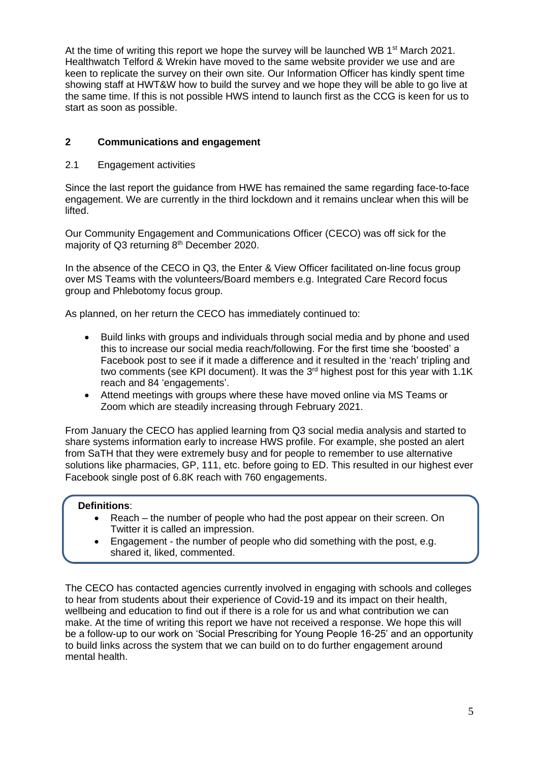At the time of writing this report we hope the survey will be launched WB 1st March 2021. Healthwatch Telford & Wrekin have moved to the same website provider we use and are keen to replicate the survey on their own site. Our Information Officer has kindly spent time showing staff at HWT&W how to build the survey and we hope they will be able to go live at the same time. If this is not possible HWS intend to launch first as the CCG is keen for us to start as soon as possible.

## 2 Communications and engagement

### 2.1 Engagement activities

Since the last report the guidance from HWE has remained the same regarding face-to-face engagement. We are currently in the third lockdown and it remains unclear when this will be lifted.

Our Community Engagement and Communications Officer (CECO) was off sick for the majority of Q3 returning 8th December 2020.

In the absence of the CECO in Q3, the Enter & View Officer facilitated on-line focus group over MS Teams with the volunteers/Board members e.g. Integrated Care Record focus group and Phlebotomy focus group.

As planned, on her return the CECO has immediately continued to:

- Build links with groups and individuals through social media and by phone and used this to increase our social media reach/following. For the first time she 'boosted' a Facebook post to see if it made a difference and it resulted in the 'reach' tripling and two comments (see KPI document). It was the 3rd highest post for this year with 1.1K reach and 84 'engagements'.
- Attend meetings with groups where these have moved online via MS Teams or Zoom which are steadily increasing through February 2021.

From January the CECO has applied learning from Q3 social media analysis and started to share systems information early to increase HWS profile. For example, she posted an alert from SaTH that they were extremely busy and for people to remember to use alternative solutions like pharmacies, GP, 111, etc. before going to ED. This resulted in our highest ever Facebook single post of 6.8K reach with 760 engagements.

**Definitions**:

- Reach – the number of people who had the post appear on their screen. On Twitter it is called an impression.
- Engagement - the number of people who did something with the post, e.g. shared it, liked, commented.

The CECO has contacted agencies currently involved in engaging with schools and colleges to hear from students about their experience of Covid-19 and its impact on their health, wellbeing and education to find out if there is a role for us and what contribution we can make. At the time of writing this report we have not received a response. We hope this will be a follow-up to our work on 'Social Prescribing for Young People 16-25' and an opportunity to build links across the system that we can build on to do further engagement around mental health.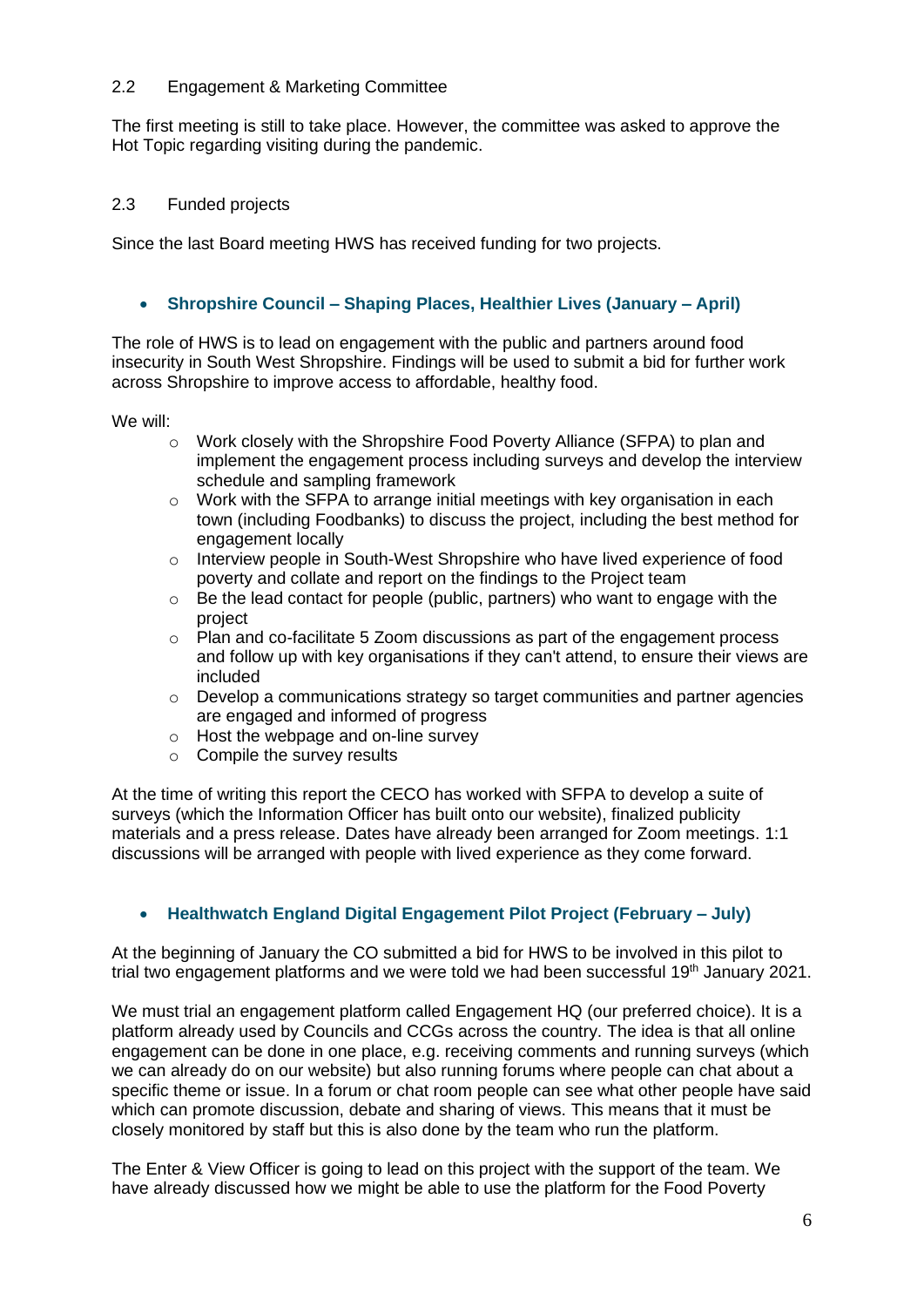## 2.2 Engagement & Marketing Committee

The first meeting is still to take place. However, the committee was asked to approve the Hot Topic regarding visiting during the pandemic.

## 2.3 Funded projects

Since the last Board meeting HWS has received funding for two projects.

- **Shropshire Council – Shaping Places, Healthier Lives (January – April)**

The role of HWS is to lead on engagement with the public and partners around food insecurity in South West Shropshire. Findings will be used to submit a bid for further work across Shropshire to improve access to affordable, healthy food.

We will:

- Work closely with the Shropshire Food Poverty Alliance (SFPA) to plan and implement the engagement process including surveys and develop the interview schedule and sampling framework
- Work with the SFPA to arrange initial meetings with key organisation in each town (including Foodbanks) to discuss the project, including the best method for engagement locally
- Interview people in South-West Shropshire who have lived experience of food poverty and collate and report on the findings to the Project team
- Be the lead contact for people (public, partners) who want to engage with the project
- Plan and co-facilitate 5 Zoom discussions as part of the engagement process and follow up with key organisations if they can't attend, to ensure their views are included
- Develop a communications strategy so target communities and partner agencies are engaged and informed of progress
- Host the webpage and on-line survey
- Compile the survey results

At the time of writing this report the CECO has worked with SFPA to develop a suite of surveys (which the Information Officer has built onto our website), finalized publicity materials and a press release. Dates have already been arranged for Zoom meetings. 1:1 discussions will be arranged with people with lived experience as they come forward.

- **Healthwatch England Digital Engagement Pilot Project (February – July)**

At the beginning of January the CO submitted a bid for HWS to be involved in this pilot to trial two engagement platforms and we were told we had been successful 19th January 2021.

We must trial an engagement platform called Engagement HQ (our preferred choice). It is a platform already used by Councils and CCGs across the country. The idea is that all online engagement can be done in one place, e.g. receiving comments and running surveys (which we can already do on our website) but also running forums where people can chat about a specific theme or issue. In a forum or chat room people can see what other people have said which can promote discussion, debate and sharing of views. This means that it must be closely monitored by staff but this is also done by the team who run the platform.

The Enter & View Officer is going to lead on this project with the support of the team. We have already discussed how we might be able to use the platform for the Food Poverty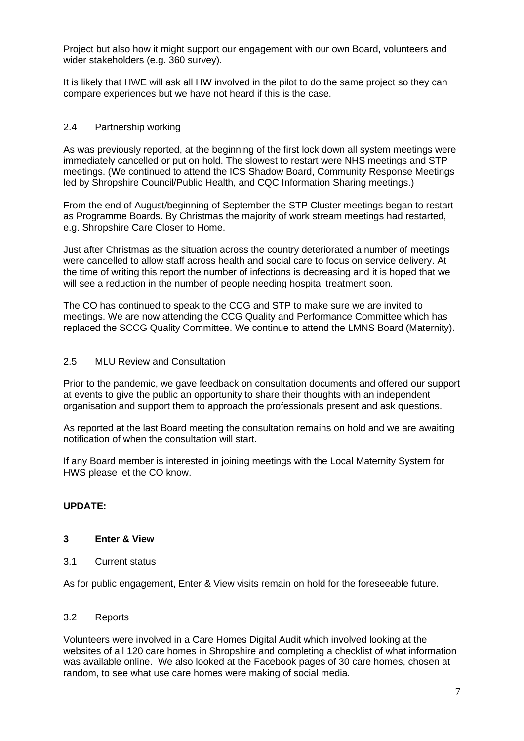Project but also how it might support our engagement with our own Board, volunteers and wider stakeholders (e.g. 360 survey).

It is likely that HWE will ask all HW involved in the pilot to do the same project so they can compare experiences but we have not heard if this is the case.

### 2.4 Partnership working

As was previously reported, at the beginning of the first lock down all system meetings were immediately cancelled or put on hold. The slowest to restart were NHS meetings and STP meetings. (We continued to attend the ICS Shadow Board, Community Response Meetings led by Shropshire Council/Public Health, and CQC Information Sharing meetings.)

From the end of August/beginning of September the STP Cluster meetings began to restart as Programme Boards. By Christmas the majority of work stream meetings had restarted, e.g. Shropshire Care Closer to Home.

Just after Christmas as the situation across the country deteriorated a number of meetings were cancelled to allow staff across health and social care to focus on service delivery. At the time of writing this report the number of infections is decreasing and it is hoped that we will see a reduction in the number of people needing hospital treatment soon.

The CO has continued to speak to the CCG and STP to make sure we are invited to meetings. We are now attending the CCG Quality and Performance Committee which has replaced the SCCG Quality Committee. We continue to attend the LMNS Board (Maternity).

### 2.5 MLU Review and Consultation

Prior to the pandemic, we gave feedback on consultation documents and offered our support at events to give the public an opportunity to share their thoughts with an independent organisation and support them to approach the professionals present and ask questions.

As reported at the last Board meeting the consultation remains on hold and we are awaiting notification of when the consultation will start.

If any Board member is interested in joining meetings with the Local Maternity System for HWS please let the CO know.

**UPDATE:**

## 3 Enter & View

### 3.1 Current status

As for public engagement, Enter & View visits remain on hold for the foreseeable future.

### 3.2 Reports

Volunteers were involved in a Care Homes Digital Audit which involved looking at the websites of all 120 care homes in Shropshire and completing a checklist of what information was available online. We also looked at the Facebook pages of 30 care homes, chosen at random, to see what use care homes were making of social media.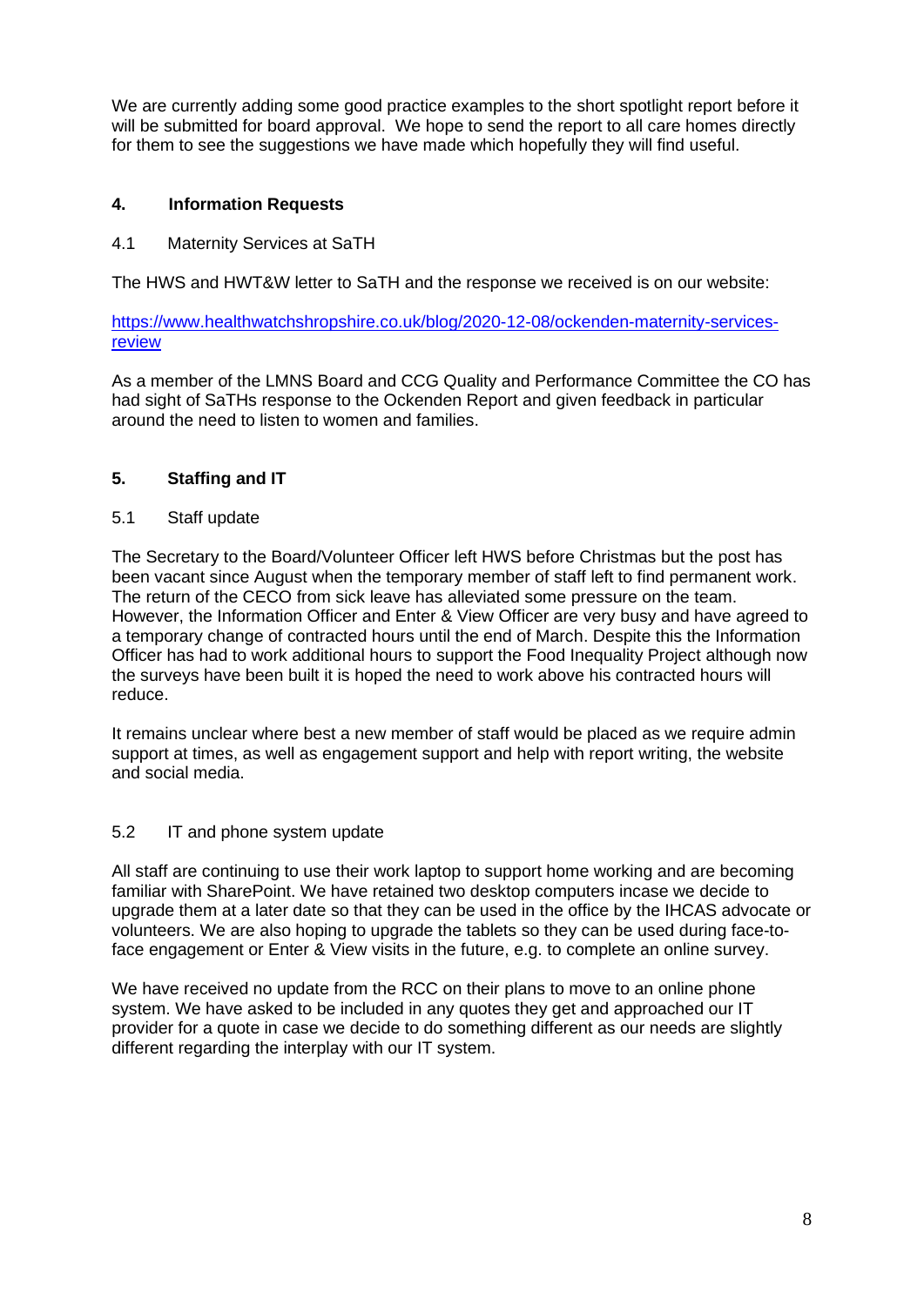We are currently adding some good practice examples to the short spotlight report before it will be submitted for board approval. We hope to send the report to all care homes directly for them to see the suggestions we have made which hopefully they will find useful.

## 4. Information Requests

4.1 Maternity Services at SaTH

The HWS and HWT&W letter to SaTH and the response we received is on our website:

[https://www.healthwatchshropshire.co.uk/blog/2020-12-08/ockenden-maternity-services-review](https://www.healthwatchshropshire.co.uk/blog/2020-12-08/ockenden-maternity-services-review)

As a member of the LMNS Board and CCG Quality and Performance Committee the CO has had sight of SaTHs response to the Ockenden Report and given feedback in particular around the need to listen to women and families.

## 5. Staffing and IT

5.1 Staff update

The Secretary to the Board/Volunteer Officer left HWS before Christmas but the post has been vacant since August when the temporary member of staff left to find permanent work. The return of the CECO from sick leave has alleviated some pressure on the team. However, the Information Officer and Enter & View Officer are very busy and have agreed to a temporary change of contracted hours until the end of March. Despite this the Information Officer has had to work additional hours to support the Food Inequality Project although now the surveys have been built it is hoped the need to work above his contracted hours will reduce.

It remains unclear where best a new member of staff would be placed as we require admin support at times, as well as engagement support and help with report writing, the website and social media.

5.2 IT and phone system update

All staff are continuing to use their work laptop to support home working and are becoming familiar with SharePoint. We have retained two desktop computers incase we decide to upgrade them at a later date so that they can be used in the office by the IHCAS advocate or volunteers. We are also hoping to upgrade the tablets so they can be used during face-to-face engagement or Enter & View visits in the future, e.g. to complete an online survey.

We have received no update from the RCC on their plans to move to an online phone system. We have asked to be included in any quotes they get and approached our IT provider for a quote in case we decide to do something different as our needs are slightly different regarding the interplay with our IT system.